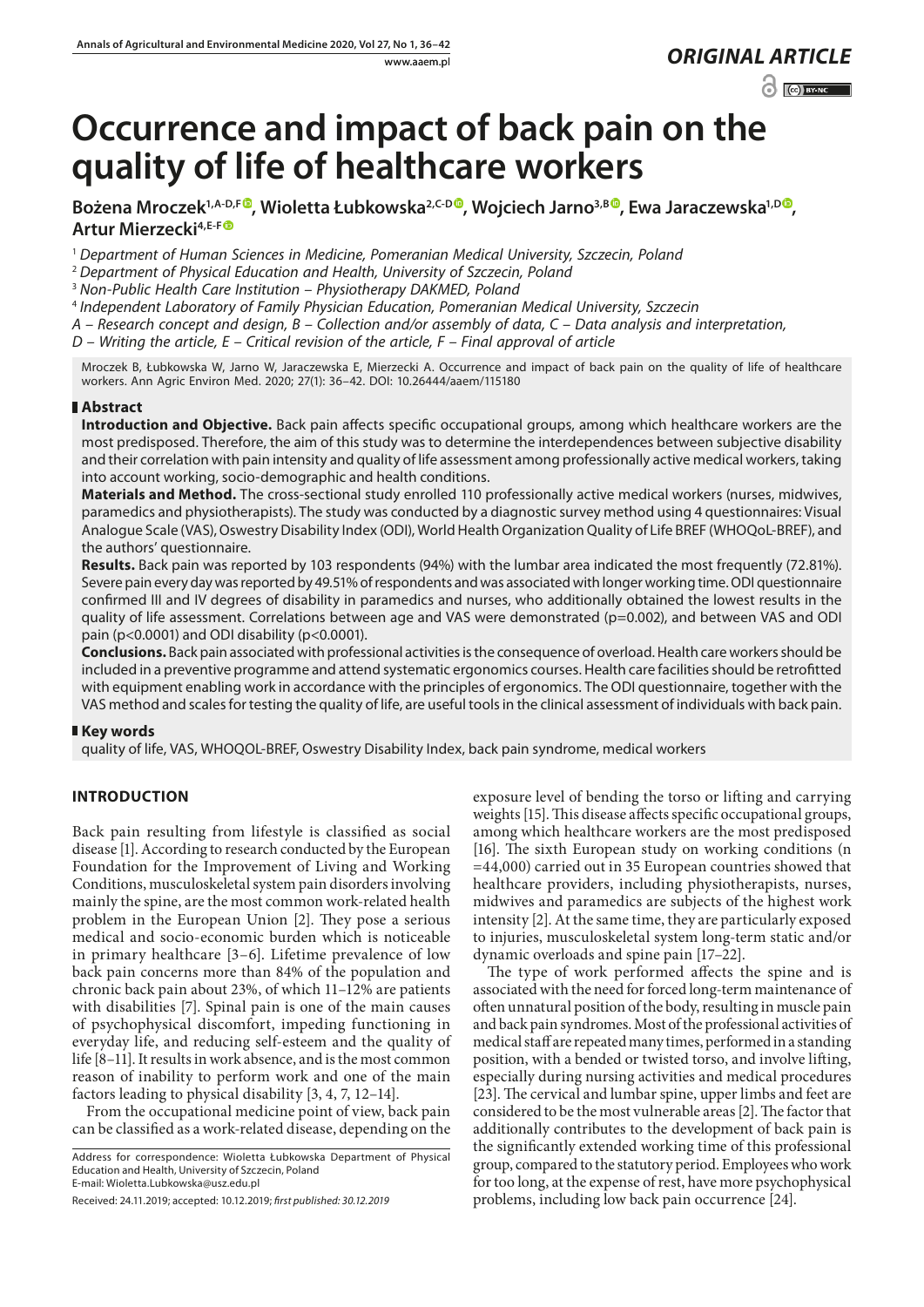*ORIGINAL ARTICLE*

# Occurrence and impact of back pain on the quality of life of healthcare workers

**Bożena Mroczek[1,A-D,F], Wioletta Łubkowska[2,C-D], Wojciech Jarno[3,B], Ewa Jaraczewska[1,D], Artur Mierzecki[4,E-F]**

[1] *Department of Human Sciences in Medicine, Pomeranian Medical University, Szczecin, Poland*

[2] *Department of Physical Education and Health, University of Szczecin, Poland*

[3] *Non-Public Health Care Institution – Physiotherapy DAKMED, Poland*

[4] *Independent Laboratory of Family Physician Education, Pomeranian Medical University, Szczecin*

*A – Research concept and design, B – Collection and/or assembly of data, C – Data analysis and interpretation, D – Writing the article, E – Critical revision of the article, F – Final approval of article*

Mroczek B, Łubkowska W, Jarno W, Jaraczewska E, Mierzecki A. Occurrence and impact of back pain on the quality of life of healthcare workers. Ann Agric Environ Med. 2020; 27(1): 36–42. DOI: 10.26444/aaem/115180

## Abstract

**Introduction and Objective.** Back pain affects specific occupational groups, among which healthcare workers are the most predisposed. Therefore, the aim of this study was to determine the interdependences between subjective disability and their correlation with pain intensity and quality of life assessment among professionally active medical workers, taking into account working, socio-demographic and health conditions.

**Materials and Method.** The cross-sectional study enrolled 110 professionally active medical workers (nurses, midwives, paramedics and physiotherapists). The study was conducted by a diagnostic survey method using 4 questionnaires: Visual Analogue Scale (VAS), Oswestry Disability Index (ODI), World Health Organization Quality of Life BREF (WHOQoL-BREF), and the authors' questionnaire.

**Results.** Back pain was reported by 103 respondents (94%) with the lumbar area indicated the most frequently (72.81%). Severe pain every day was reported by 49.51% of respondents and was associated with longer working time. ODI questionnaire confirmed III and IV degrees of disability in paramedics and nurses, who additionally obtained the lowest results in the quality of life assessment. Correlations between age and VAS were demonstrated ($p=0.002$), and between VAS and ODI pain ($p<0.0001$) and ODI disability ($p<0.0001$).

**Conclusions.** Back pain associated with professional activities is the consequence of overload. Health care workers should be included in a preventive programme and attend systematic ergonomics courses. Health care facilities should be retrofitted with equipment enabling work in accordance with the principles of ergonomics. The ODI questionnaire, together with the VAS method and scales for testing the quality of life, are useful tools in the clinical assessment of individuals with back pain.

## Key words

quality of life, VAS, WHOQOL-BREF, Oswestry Disability Index, back pain syndrome, medical workers

## INTRODUCTION

Back pain resulting from lifestyle is classified as social disease [1]. According to research conducted by the European Foundation for the Improvement of Living and Working Conditions, musculoskeletal system pain disorders involving mainly the spine, are the most common work-related health problem in the European Union [2]. They pose a serious medical and socio-economic burden which is noticeable in primary healthcare [3–6]. Lifetime prevalence of low back pain concerns more than 84% of the population and chronic back pain about 23%, of which 11–12% are patients with disabilities [7]. Spinal pain is one of the main causes of psychophysical discomfort, impeding functioning in everyday life, and reducing self-esteem and the quality of life [8–11]. It results in work absence, and is the most common reason of inability to perform work and one of the main factors leading to physical disability [3, 4, 7, 12–14].

From the occupational medicine point of view, back pain can be classified as a work-related disease, depending on the exposure level of bending the torso or lifting and carrying weights [15]. This disease affects specific occupational groups, among which healthcare workers are the most predisposed [16]. The sixth European study on working conditions (n =44,000) carried out in 35 European countries showed that healthcare providers, including physiotherapists, nurses, midwives and paramedics are subjects of the highest work intensity [2]. At the same time, they are particularly exposed to injuries, musculoskeletal system long-term static and/or dynamic overloads and spine pain [17–22].

The type of work performed affects the spine and is associated with the need for forced long-term maintenance of often unnatural position of the body, resulting in muscle pain and back pain syndromes. Most of the professional activities of medical staff are repeated many times, performed in a standing position, with a bended or twisted torso, and involve lifting, especially during nursing activities and medical procedures [23]. The cervical and lumbar spine, upper limbs and feet are considered to be the most vulnerable areas [2]. The factor that additionally contributes to the development of back pain is the significantly extended working time of this professional group, compared to the statutory period. Employees who work for too long, at the expense of rest, have more psychophysical problems, including low back pain occurrence [24].

Address for correspondence: Wioletta Łubkowska Department of Physical Education and Health, University of Szczecin, Poland
E-mail: Wioletta.Lubkowska@usz.edu.pl

Received: 24.11.2019; accepted: 10.12.2019; *first published: 30.12.2019*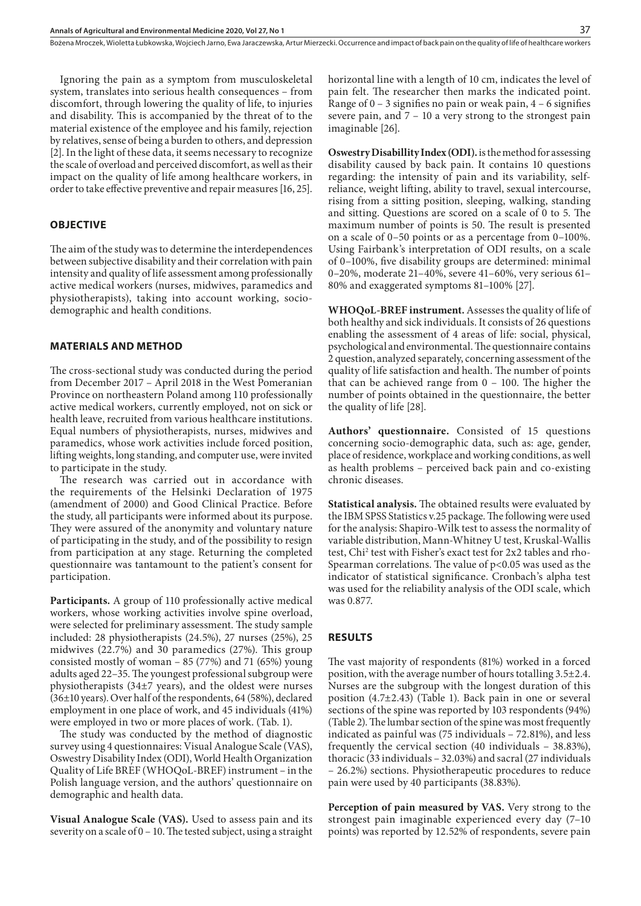Ignoring the pain as a symptom from musculoskeletal system, translates into serious health consequences – from discomfort, through lowering the quality of life, to injuries and disability. This is accompanied by the threat of to the material existence of the employee and his family, rejection by relatives, sense of being a burden to others, and depression [2]. In the light of these data, it seems necessary to recognize the scale of overload and perceived discomfort, as well as their impact on the quality of life among healthcare workers, in order to take effective preventive and repair measures [16, 25].

## OBJECTIVE

The aim of the study was to determine the interdependences between subjective disability and their correlation with pain intensity and quality of life assessment among professionally active medical workers (nurses, midwives, paramedics and physiotherapists), taking into account working, socio-demographic and health conditions.

## MATERIALS AND METHOD

The cross-sectional study was conducted during the period from December 2017 – April 2018 in the West Pomeranian Province on northeastern Poland among 110 professionally active medical workers, currently employed, not on sick or health leave, recruited from various healthcare institutions. Equal numbers of physiotherapists, nurses, midwives and paramedics, whose work activities include forced position, lifting weights, long standing, and computer use, were invited to participate in the study.

The research was carried out in accordance with the requirements of the Helsinki Declaration of 1975 (amendment of 2000) and Good Clinical Practice. Before the study, all participants were informed about its purpose. They were assured of the anonymity and voluntary nature of participating in the study, and of the possibility to resign from participation at any stage. Returning the completed questionnaire was tantamount to the patient's consent for participation.

**Participants.** A group of 110 professionally active medical workers, whose working activities involve spine overload, were selected for preliminary assessment. The study sample included: 28 physiotherapists (24.5%), 27 nurses (25%), 25 midwives (22.7%) and 30 paramedics (27%). This group consisted mostly of woman – 85 (77%) and 71 (65%) young adults aged 22–35. The youngest professional subgroup were physiotherapists (34±7 years), and the oldest were nurses (36±10 years). Over half of the respondents, 64 (58%), declared employment in one place of work, and 45 individuals (41%) were employed in two or more places of work. (Tab. 1).

The study was conducted by the method of diagnostic survey using 4 questionnaires: Visual Analogue Scale (VAS), Oswestry Disability Index (ODI), World Health Organization Quality of Life BREF (WHOQoL-BREF) instrument – in the Polish language version, and the authors' questionnaire on demographic and health data.

**Visual Analogue Scale (VAS).** Used to assess pain and its severity on a scale of 0 – 10. The tested subject, using a straight horizontal line with a length of 10 cm, indicates the level of pain felt. The researcher then marks the indicated point. Range of 0 – 3 signifies no pain or weak pain, 4 – 6 signifies severe pain, and 7 – 10 a very strong to the strongest pain imaginable [26].

**Oswestry Disabillity Index (ODI).** is the method for assessing disability caused by back pain. It contains 10 questions regarding: the intensity of pain and its variability, self-reliance, weight lifting, ability to travel, sexual intercourse, rising from a sitting position, sleeping, walking, standing and sitting. Questions are scored on a scale of 0 to 5. The maximum number of points is 50. The result is presented on a scale of 0–50 points or as a percentage from 0–100%. Using Fairbank's interpretation of ODI results, on a scale of 0–100%, five disability groups are determined: minimal 0–20%, moderate 21–40%, severe 41–60%, very serious 61–80% and exaggerated symptoms 81–100% [27].

**WHOQoL-BREF instrument.** Assesses the quality of life of both healthy and sick individuals. It consists of 26 questions enabling the assessment of 4 areas of life: social, physical, psychological and environmental. The questionnaire contains 2 question, analyzed separately, concerning assessment of the quality of life satisfaction and health. The number of points that can be achieved range from 0 – 100. The higher the number of points obtained in the questionnaire, the better the quality of life [28].

**Authors' questionnaire.** Consisted of 15 questions concerning socio-demographic data, such as: age, gender, place of residence, workplace and working conditions, as well as health problems – perceived back pain and co-existing chronic diseases.

**Statistical analysis.** The obtained results were evaluated by the IBM SPSS Statistics v.25 package. The following were used for the analysis: Shapiro-Wilk test to assess the normality of variable distribution, Mann-Whitney U test, Kruskal-Wallis test, $Chi^2$ test with Fisher's exact test for 2x2 tables and rho-Spearman correlations. The value of $p<0.05$ was used as the indicator of statistical significance. Cronbach's alpha test was used for the reliability analysis of the ODI scale, which was 0.877.

## RESULTS

The vast majority of respondents (81%) worked in a forced position, with the average number of hours totalling 3.5±2.4. Nurses are the subgroup with the longest duration of this position (4.7±2.43) (Table 1). Back pain in one or several sections of the spine was reported by 103 respondents (94%) (Table 2). The lumbar section of the spine was most frequently indicated as painful was (75 individuals – 72.81%), and less frequently the cervical section (40 individuals – 38.83%), thoracic (33 individuals – 32.03%) and sacral (27 individuals – 26.2%) sections. Physiotherapeutic procedures to reduce pain were used by 40 participants (38.83%).

**Perception of pain measured by VAS.** Very strong to the strongest pain imaginable experienced every day (7–10 points) was reported by 12.52% of respondents, severe pain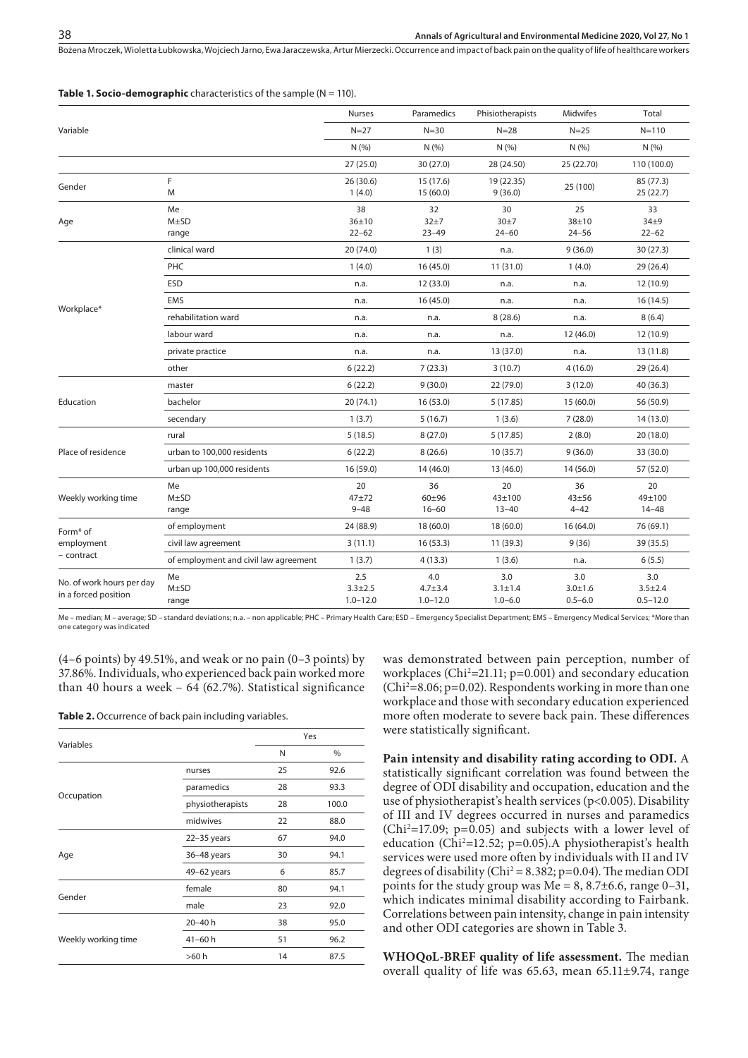**Table 1. Socio-demographic** characteristics of the sample (N = 110).

| Variable | | Nurses | Paramedics | Phisiotherapists | Midwifes | Total |
|---|---|---|---|---|---|---|
| | | N=27 | N=30 | N=28 | N=25 | N=110 |
| | | N (%) | N (%) | N (%) | N (%) | N (%) |
| | | 27 (25.0) | 30 (27.0) | 28 (24.50) | 25 (22.70) | 110 (100.0) |
| Gender | F | 26 (30.6) | 15 (17.6) | 19 (22.35) | 25 (100) | 85 (77.3) |
| | M | 1 (4.0) | 15 (60.0) | 9 (36.0) | | 25 (22.7) |
| Age | Me | 38 | 32 | 30 | 25 | 33 |
| | M±SD | 36±10 | 32±7 | 30±7 | 38±10 | 34±9 |
| | range | 22–62 | 23–49 | 24–60 | 24–56 | 22–62 |
| Workplace* | clinical ward | 20 (74.0) | 1 (3) | n.a. | 9 (36.0) | 30 (27.3) |
| | PHC | 1 (4.0) | 16 (45.0) | 11 (31.0) | 1 (4.0) | 29 (26.4) |
| | ESD | n.a. | 12 (33.0) | n.a. | n.a. | 12 (10.9) |
| | EMS | n.a. | 16 (45.0) | n.a. | n.a. | 16 (14.5) |
| | rehabilitation ward | n.a. | n.a. | 8 (28.6) | n.a. | 8 (6.4) |
| | labour ward | n.a. | n.a. | n.a. | 12 (46.0) | 12 (10.9) |
| | private practice | n.a. | n.a. | 13 (37.0) | n.a. | 13 (11.8) |
| | other | 6 (22.2) | 7 (23.3) | 3 (10.7) | 4 (16.0) | 29 (26.4) |
| Education | master | 6 (22.2) | 9 (30.0) | 22 (79.0) | 3 (12.0) | 40 (36.3) |
| | bachelor | 20 (74.1) | 16 (53.0) | 5 (17.85) | 15 (60.0) | 56 (50.9) |
| | secendary | 1 (3.7) | 5 (16.7) | 1 (3.6) | 7 (28.0) | 14 (13.0) |
| Place of residence | rural | 5 (18.5) | 8 (27.0) | 5 (17.85) | 2 (8.0) | 20 (18.0) |
| | urban to 100,000 residents | 6 (22.2) | 8 (26.6) | 10 (35.7) | 9 (36.0) | 33 (30.0) |
| | urban up 100,000 residents | 16 (59.0) | 14 (46.0) | 13 (46.0) | 14 (56.0) | 57 (52.0) |
| Weekly working time | Me | 20 | 36 | 20 | 36 | 20 |
| | M±SD | 47±72 | 60±96 | 43±100 | 43±56 | 49±100 |
| | range | 9–48 | 16–60 | 13–40 | 4–42 | 14–48 |
| Form* of employment – contract | of employment | 24 (88.9) | 18 (60.0) | 18 (60.0) | 16 (64.0) | 76 (69.1) |
| | civil law agreement | 3 (11.1) | 16 (53.3) | 11 (39.3) | 9 (36) | 39 (35.5) |
| | of employment and civil law agreement | 1 (3.7) | 4 (13.3) | 1 (3.6) | n.a. | 6 (5.5) |
| No. of work hours per day in a forced position | Me | 2.5 | 4.0 | 3.0 | 3.0 | 3.0 |
| | M±SD | 3.3±2.5 | 4.7±3.4 | 3.1±1.4 | 3.0±1.6 | 3.5±2.4 |
| | range | 1.0–12.0 | 1.0–12.0 | 1.0–6.0 | 0.5–6.0 | 0.5–12.0 |

Me – median; M – average; SD – standard deviations; n.a. – non applicable; PHC – Primary Health Care; ESD – Emergency Specialist Department; EMS – Emergency Medical Services; *More than one category was indicated

(4–6 points) by 49.51%, and weak or no pain (0–3 points) by 37.86%. Individuals, who experienced back pain worked more than 40 hours a week – 64 (62.7%). Statistical significance was demonstrated between pain perception, number of workplaces ($Chi^2$=21.11; p=0.001) and secondary education ($Chi^2$=8.06; p=0.02). Respondents working in more than one workplace and those with secondary education experienced more often moderate to severe back pain. These differences were statistically significant.

**Table 2.** Occurrence of back pain including variables.

| Variables | | Yes | |
|---|---|---|---|
| | | N | % |
| Occupation | nurses | 25 | 92.6 |
| | paramedics | 28 | 93.3 |
| | physiotherapists | 28 | 100.0 |
| | midwives | 22 | 88.0 |
| Age | 22–35 years | 67 | 94.0 |
| | 36–48 years | 30 | 94.1 |
| | 49–62 years | 6 | 85.7 |
| Gender | female | 80 | 94.1 |
| | male | 23 | 92.0 |
| Weekly working time | 20–40 h | 38 | 95.0 |
| | 41–60 h | 51 | 96.2 |
| | >60 h | 14 | 87.5 |

**Pain intensity and disability rating according to ODI.** A statistically significant correlation was found between the degree of ODI disability and occupation, education and the use of physiotherapist's health services (p<0.005). Disability of III and IV degrees occurred in nurses and paramedics ($Chi^2$=17.09; p=0.05) and subjects with a lower level of education ($Chi^2$=12.52; p=0.05).A physiotherapist's health services were used more often by individuals with II and IV degrees of disability ($Chi^2$ = 8.382; p=0.04). The median ODI points for the study group was Me = 8, 8.7±6.6, range 0–31, which indicates minimal disability according to Fairbank. Correlations between pain intensity, change in pain intensity and other ODI categories are shown in Table 3.

**WHOQoL-BREF quality of life assessment.** The median overall quality of life was 65.63, mean 65.11±9.74, range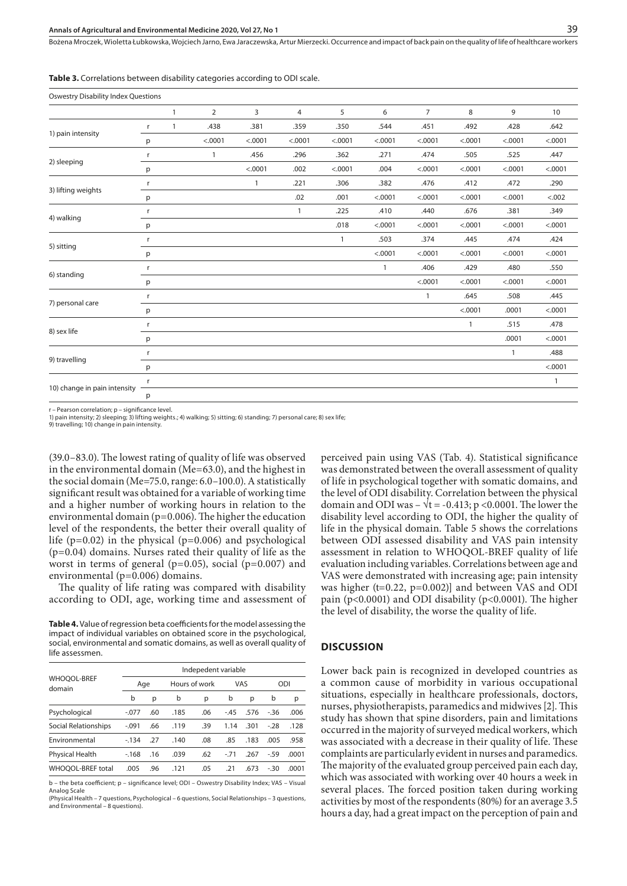**Table 3.** Correlations between disability categories according to ODI scale.

| Oswestry Disability Index Questions | | | | | | | | | | | |
|---|---|---|---|---|---|---|---|---|---|---|---|
| | | 1 | 2 | 3 | 4 | 5 | 6 | 7 | 8 | 9 | 10 |
| 1) pain intensity | r | 1 | .438 | .381 | .359 | .350 | .544 | .451 | .492 | .428 | .642 |
| | p | | <.0001 | <.0001 | <.0001 | <.0001 | <.0001 | <.0001 | <.0001 | <.0001 | <.0001 |
| 2) sleeping | r | | 1 | .456 | .296 | .362 | .271 | .474 | .505 | .525 | .447 |
| | p | | | <.0001 | .002 | <.0001 | .004 | <.0001 | <.0001 | <.0001 | <.0001 |
| 3) lifting weights | r | | | 1 | .221 | .306 | .382 | .476 | .412 | .472 | .290 |
| | p | | | | .02 | .001 | <.0001 | <.0001 | <.0001 | <.0001 | <.002 |
| 4) walking | r | | | | 1 | .225 | .410 | .440 | .676 | .381 | .349 |
| | p | | | | | .018 | <.0001 | <.0001 | <.0001 | <.0001 | <.0001 |
| 5) sitting | r | | | | | 1 | .503 | .374 | .445 | .474 | .424 |
| | p | | | | | | <.0001 | <.0001 | <.0001 | <.0001 | <.0001 |
| 6) standing | r | | | | | | 1 | .406 | .429 | .480 | .550 |
| | p | | | | | | | <.0001 | <.0001 | <.0001 | <.0001 |
| 7) personal care | r | | | | | | | 1 | .645 | .508 | .445 |
| | p | | | | | | | | <.0001 | .0001 | <.0001 |
| 8) sex life | r | | | | | | | | 1 | .515 | .478 |
| | p | | | | | | | | | .0001 | <.0001 |
| 9) travelling | r | | | | | | | | | 1 | .488 |
| | p | | | | | | | | | | <.0001 |
| 10) change in pain intensity | r | | | | | | | | | | 1 |
| | p | | | | | | | | | | |

r – Pearson correlation; p – significance level.
1) pain intensity; 2) sleeping; 3) lifting weights.; 4) walking; 5) sitting; 6) standing; 7) personal care; 8) sex life; 9) travelling; 10) change in pain intensity.

(39.0–83.0). The lowest rating of quality of life was observed in the environmental domain (Me=63.0), and the highest in the social domain (Me=75.0, range: 6.0–100.0). A statistically significant result was obtained for a variable of working time and a higher number of working hours in relation to the environmental domain (p=0.006). The higher the education level of the respondents, the better their overall quality of life (p=0.02) in the physical (p=0.006) and psychological (p=0.04) domains. Nurses rated their quality of life as the worst in terms of general (p=0.05), social (p=0.007) and environmental (p=0.006) domains.

The quality of life rating was compared with disability according to ODI, age, working time and assessment of perceived pain using VAS (Tab. 4). Statistical significance was demonstrated between the overall assessment of quality of life in psychological together with somatic domains, and the level of ODI disability. Correlation between the physical domain and ODI was – $\sqrt{t}$ = -0.413; p <0.0001. The lower the disability level according to ODI, the higher the quality of life in the physical domain. Table 5 shows the correlations between ODI assessed disability and VAS pain intensity assessment in relation to WHOQOL-BREF quality of life evaluation including variables. Correlations between age and VAS were demonstrated with increasing age; pain intensity was higher (t=0.22, p=0.002)] and between VAS and ODI pain (p<0.0001) and ODI disability (p<0.0001). The higher the level of disability, the worse the quality of life.

**Table 4.** Value of regression beta coefficients for the model assessing the impact of individual variables on obtained score in the psychological, social, environmental and somatic domains, as well as overall quality of life assessmen.

| WHOQOL-BREF domain | Indepedent variable | | | | | | | |
|---|---|---|---|---|---|---|---|---|
| | Age | | Hours of work | | VAS | | ODI | |
| | b | p | b | p | b | p | b | p |
| Psychological | -.077 | .60 | .185 | .06 | -.45 | .576 | -.36 | .006 |
| Social Relationships | -.091 | .66 | .119 | .39 | 1.14 | .301 | -.28 | .128 |
| Environmental | -.134 | .27 | .140 | .08 | .85 | .183 | .005 | .958 |
| Physical Health | -.168 | .16 | .039 | .62 | -.71 | .267 | -.59 | .0001 |
| WHOQOL-BREF total | .005 | .96 | .121 | .05 | .21 | .673 | -.30 | .0001 |

b – the beta coefficient; p – significance level; ODI – Oswestry Disability Index; VAS – Visual Analog Scale
(Physical Health – 7 questions, Psychological – 6 questions, Social Relationships – 3 questions, and Environmental – 8 questions).

## DISCUSSION

Lower back pain is recognized in developed countries as a common cause of morbidity in various occupational situations, especially in healthcare professionals, doctors, nurses, physiotherapists, paramedics and midwives [2]. This study has shown that spine disorders, pain and limitations occurred in the majority of surveyed medical workers, which was associated with a decrease in their quality of life. These complaints are particularly evident in nurses and paramedics. The majority of the evaluated group perceived pain each day, which was associated with working over 40 hours a week in several places. The forced position taken during working activities by most of the respondents (80%) for an average 3.5 hours a day, had a great impact on the perception of pain and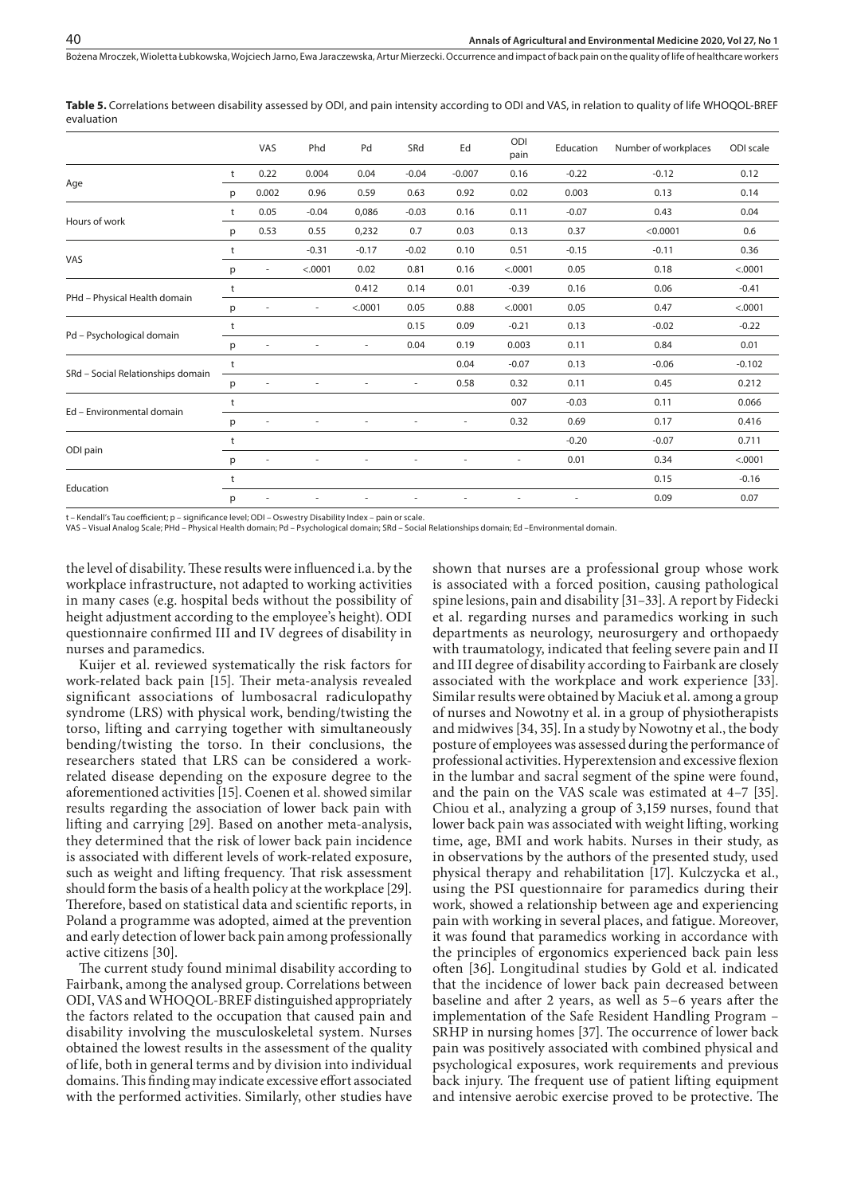**Table 5.** Correlations between disability assessed by ODI, and pain intensity according to ODI and VAS, in relation to quality of life WHOQOL-BREF evaluation

| | | VAS | Phd | Pd | SRd | Ed | ODI pain | Education | Number of workplaces | ODI scale |
|---|---|---|---|---|---|---|---|---|---|---|
| Age | t | 0.22 | 0.004 | 0.04 | -0.04 | -0.007 | 0.16 | -0.22 | -0.12 | 0.12 |
| | p | 0.002 | 0.96 | 0.59 | 0.63 | 0.92 | 0.02 | 0.003 | 0.13 | 0.14 |
| Hours of work | t | 0.05 | -0.04 | 0,086 | -0.03 | 0.16 | 0.11 | -0.07 | 0.43 | 0.04 |
| | p | 0.53 | 0.55 | 0,232 | 0.7 | 0.03 | 0.13 | 0.37 | <0.0001 | 0.6 |
| VAS | t | | -0.31 | -0.17 | -0.02 | 0.10 | 0.51 | -0.15 | -0.11 | 0.36 |
| | p | - | <.0001 | 0.02 | 0.81 | 0.16 | <.0001 | 0.05 | 0.18 | <.0001 |
| PHd – Physical Health domain | t | | | 0.412 | 0.14 | 0.01 | -0.39 | 0.16 | 0.06 | -0.41 |
| | p | - | - | <.0001 | 0.05 | 0.88 | <.0001 | 0.05 | 0.47 | <.0001 |
| Pd – Psychological domain | t | | | | 0.15 | 0.09 | -0.21 | 0.13 | -0.02 | -0.22 |
| | p | - | - | - | 0.04 | 0.19 | 0.003 | 0.11 | 0.84 | 0.01 |
| SRd – Social Relationships domain | t | | | | | 0.04 | -0.07 | 0.13 | -0.06 | -0.102 |
| | p | - | - | - | - | 0.58 | 0.32 | 0.11 | 0.45 | 0.212 |
| Ed – Environmental domain | t | | | | | | 007 | -0.03 | 0.11 | 0.066 |
| | p | - | - | - | - | - | 0.32 | 0.69 | 0.17 | 0.416 |
| ODI pain | t | | | | | | | -0.20 | -0.07 | 0.711 |
| | p | - | - | - | - | - | - | 0.01 | 0.34 | <.0001 |
| Education | t | | | | | | | | 0.15 | -0.16 |
| | p | - | - | - | - | - | - | - | 0.09 | 0.07 |

t – Kendall's Tau coefficient; p – significance level; ODI – Oswestry Disability Index – pain or scale.
VAS – Visual Analog Scale; PHd – Physical Health domain; Pd – Psychological domain; SRd – Social Relationships domain; Ed –Environmental domain.

the level of disability. These results were influenced i.a. by the workplace infrastructure, not adapted to working activities in many cases (e.g. hospital beds without the possibility of height adjustment according to the employee's height). ODI questionnaire confirmed III and IV degrees of disability in nurses and paramedics.

Kuijer et al. reviewed systematically the risk factors for work-related back pain [15]. Their meta-analysis revealed significant associations of lumbosacral radiculopathy syndrome (LRS) with physical work, bending/twisting the torso, lifting and carrying together with simultaneously bending/twisting the torso. In their conclusions, the researchers stated that LRS can be considered a work-related disease depending on the exposure degree to the aforementioned activities [15]. Coenen et al. showed similar results regarding the association of lower back pain with lifting and carrying [29]. Based on another meta-analysis, they determined that the risk of lower back pain incidence is associated with different levels of work-related exposure, such as weight and lifting frequency. That risk assessment should form the basis of a health policy at the workplace [29]. Therefore, based on statistical data and scientific reports, in Poland a programme was adopted, aimed at the prevention and early detection of lower back pain among professionally active citizens [30].

The current study found minimal disability according to Fairbank, among the analysed group. Correlations between ODI, VAS and WHOQOL-BREF distinguished appropriately the factors related to the occupation that caused pain and disability involving the musculoskeletal system. Nurses obtained the lowest results in the assessment of the quality of life, both in general terms and by division into individual domains. This finding may indicate excessive effort associated with the performed activities. Similarly, other studies have shown that nurses are a professional group whose work is associated with a forced position, causing pathological spine lesions, pain and disability [31–33]. A report by Fidecki et al. regarding nurses and paramedics working in such departments as neurology, neurosurgery and orthopaedy with traumatology, indicated that feeling severe pain and II and III degree of disability according to Fairbank are closely associated with the workplace and work experience [33]. Similar results were obtained by Maciuk et al. among a group of nurses and Nowotny et al. in a group of physiotherapists and midwives [34, 35]. In a study by Nowotny et al., the body posture of employees was assessed during the performance of professional activities. Hyperextension and excessive flexion in the lumbar and sacral segment of the spine were found, and the pain on the VAS scale was estimated at 4–7 [35]. Chiou et al., analyzing a group of 3,159 nurses, found that lower back pain was associated with weight lifting, working time, age, BMI and work habits. Nurses in their study, as in observations by the authors of the presented study, used physical therapy and rehabilitation [17]. Kulczycka et al., using the PSI questionnaire for paramedics during their work, showed a relationship between age and experiencing pain with working in several places, and fatigue. Moreover, it was found that paramedics working in accordance with the principles of ergonomics experienced back pain less often [36]. Longitudinal studies by Gold et al. indicated that the incidence of lower back pain decreased between baseline and after 2 years, as well as 5–6 years after the implementation of the Safe Resident Handling Program – SRHP in nursing homes [37]. The occurrence of lower back pain was positively associated with combined physical and psychological exposures, work requirements and previous back injury. The frequent use of patient lifting equipment and intensive aerobic exercise proved to be protective. The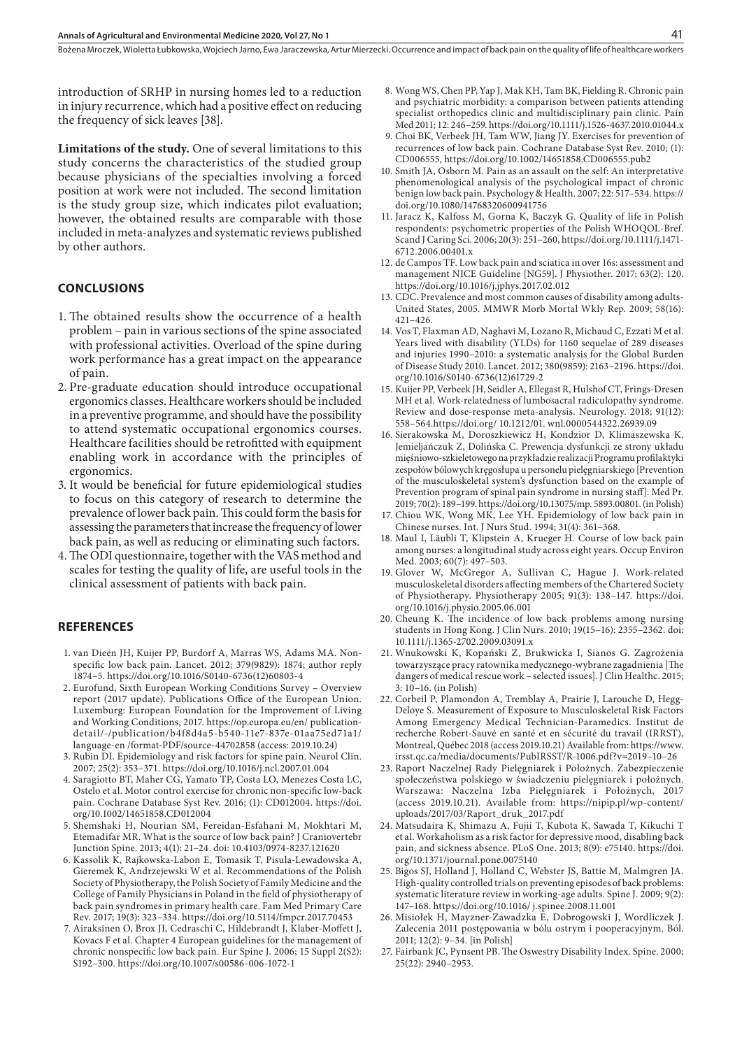introduction of SRHP in nursing homes led to a reduction in injury recurrence, which had a positive effect on reducing the frequency of sick leaves [38].

**Limitations of the study.** One of several limitations to this study concerns the characteristics of the studied group because physicians of the specialties involving a forced position at work were not included. The second limitation is the study group size, which indicates pilot evaluation; however, the obtained results are comparable with those included in meta-analyzes and systematic reviews published by other authors.

## CONCLUSIONS

1. The obtained results show the occurrence of a health problem – pain in various sections of the spine associated with professional activities. Overload of the spine during work performance has a great impact on the appearance of pain.
2. Pre-graduate education should introduce occupational ergonomics classes. Healthcare workers should be included in a preventive programme, and should have the possibility to attend systematic occupational ergonomics courses. Healthcare facilities should be retrofitted with equipment enabling work in accordance with the principles of ergonomics.
3. It would be beneficial for future epidemiological studies to focus on this category of research to determine the prevalence of lower back pain. This could form the basis for assessing the parameters that increase the frequency of lower back pain, as well as reducing or eliminating such factors.
4. The ODI questionnaire, together with the VAS method and scales for testing the quality of life, are useful tools in the clinical assessment of patients with back pain.

## REFERENCES

1. van Dieën JH, Kuijer PP, Burdorf A, Marras WS, Adams MA. Non-specific low back pain. Lancet. 2012; 379(9829): 1874; author reply 1874–5. https://doi.org/10.1016/S0140-6736(12)60803-4
2. Eurofund, Sixth European Working Conditions Survey – Overview report (2017 update). Publications Office of the European Union. Luxemburg: European Foundation for the Improvement of Living and Working Conditions, 2017. https://op.europa.eu/en/ publication-detail/-/publication/b4f8d4a5-b540-11e7-837e-01aa75ed71a1/ language-en /format-PDF/source-44702858 (access: 2019.10.24)
3. Rubin DI. Epidemiology and risk factors for spine pain. Neurol Clin. 2007; 25(2): 353–371. https://doi.org/10.1016/j.ncl.2007.01.004
4. Saragiotto BT, Maher CG, Yamato TP, Costa LO, Menezes Costa LC, Ostelo et al. Motor control exercise for chronic non-specific low-back pain. Cochrane Database Syst Rev. 2016; (1): CD012004. https://doi.org/10.1002/14651858.CD012004
5. Shemshaki H, Nourian SM, Fereidan-Esfahani M, Mokhtari M, Etemadifar MR. What is the source of low back pain? J Craniovertebr Junction Spine. 2013; 4(1): 21–24. doi: 10.4103/0974-8237.121620
6. Kassolik K, Rajkowska-Labon E, Tomasik T, Pisula-Lewadowska A, Gieremek K, Andrzejewski W et al. Recommendations of the Polish Society of Physiotherapy, the Polish Society of Family Medicine and the College of Family Physicians in Poland in the field of physiotherapy of back pain syndromes in primary health care. Fam Med Primary Care Rev. 2017; 19(3): 323–334. https://doi.org/10.5114/fmpcr.2017.70453
7. Airaksinen O, Brox JI, Cedraschi C, Hildebrandt J, Klaber-Moffett J, Kovacs F et al. Chapter 4 European guidelines for the management of chronic nonspecific low back pain. Eur Spine J. 2006; 15 Suppl 2(S2): S192–300. https://doi.org/10.1007/s00586-006-1072-1
8. Wong WS, Chen PP, Yap J, Mak KH, Tam BK, Fielding R. Chronic pain and psychiatric morbidity: a comparison between patients attending specialist orthopedics clinic and multidisciplinary pain clinic. Pain Med 2011; 12: 246–259. https://doi.org/10.1111/j.1526-4637.2010.01044.x
9. Choi BK, Verbeek JH, Tam WW, Jiang JY. Exercises for prevention of recurrences of low back pain. Cochrane Database Syst Rev. 2010; (1): CD006555, https://doi.org/10.1002/14651858.CD006555.pub2
10. Smith JA, Osborn M. Pain as an assault on the self: An interpretative phenomenological analysis of the psychological impact of chronic benign low back pain. Psychology & Health. 2007; 22: 517–534. https://doi.org/10.1080/14768320600941756
11. Jaracz K, Kalfoss M, Gorna K, Baczyk G. Quality of life in Polish respondents: psychometric properties of the Polish WHOQOL-Bref. Scand J Caring Sci. 2006; 20(3): 251–260, https://doi.org/10.1111/j.1471-6712.2006.00401.x
12. de Campos TF. Low back pain and sciatica in over 16s: assessment and management NICE Guideline [NG59]. J Physiother. 2017; 63(2): 120. https://doi.org/10.1016/j.jphys.2017.02.012
13. CDC. Prevalence and most common causes of disability among adults-United States, 2005. MMWR Morb Mortal Wkly Rep. 2009; 58(16): 421–426.
14. Vos T, Flaxman AD, Naghavi M, Lozano R, Michaud C, Ezzati M et al. Years lived with disability (YLDs) for 1160 sequelae of 289 diseases and injuries 1990–2010: a systematic analysis for the Global Burden of Disease Study 2010. Lancet. 2012; 380(9859): 2163–2196. https://doi.org/10.1016/S0140-6736(12)61729-2
15. Kuijer PP, Verbeek JH, Seidler A, Ellegast R, Hulshof CT, Frings-Dresen MH et al. Work-relatedness of lumbosacral radiculopathy syndrome. Review and dose-response meta-analysis. Neurology. 2018; 91(12): 558–564.https://doi.org/ 10.1212/01. wnl.0000544322.26939.09
16. Sierakowska M, Doroszkiewicz H, Kondzior D, Klimaszewska K, Jemieljańczuk Z, Dolińska C. Prewencja dysfunkcji ze strony układu mięśniowo-szkieletowego na przykładzie realizacji Programu profilaktyki zespołów bólowych kręgosłupa u personelu pielęgniarskiego [Prevention of the musculoskeletal system's dysfunction based on the example of Prevention program of spinal pain syndrome in nursing staff]. Med Pr. 2019; 70(2): 189–199. https://doi.org/10.13075/mp. 5893.00801. (in Polish)
17. Chiou WK, Wong MK, Lee YH. Epidemiology of low back pain in Chinese nurses. Int. J Nurs Stud. 1994; 31(4): 361–368.
18. Maul I, Läubli T, Klipstein A, Krueger H. Course of low back pain among nurses: a longitudinal study across eight years. Occup Environ Med. 2003; 60(7): 497–503.
19. Glover W, McGregor A, Sullivan C, Hague J. Work-related musculoskeletal disorders affecting members of the Chartered Society of Physiotherapy. Physiotherapy 2005; 91(3): 138–147. https://doi.org/10.1016/j.physio.2005.06.001
20. Cheung K. The incidence of low back problems among nursing students in Hong Kong. J Clin Nurs. 2010; 19(15–16): 2355–2362. doi: 10.1111/j.1365-2702.2009.03091.x
21. Wnukowski K, Kopański Z, Brukwicka I, Sianos G. Zagrożenia towarzyszące pracy ratownika medycznego-wybrane zagadnienia [The dangers of medical rescue work – selected issues]. J Clin Healthc. 2015; 3: 10–16. (in Polish)
22. Corbeil P, Plamondon A, Tremblay A, Prairie J, Larouche D, Hegg-Deloye S. Measurement of Exposure to Musculoskeletal Risk Factors Among Emergency Medical Technician-Paramedics. Institut de recherche Robert-Sauvé en santé et en sécurité du travail (IRRST), Montreal, Québec 2018 (access 2019.10.21) Available from: https://www.irsst.qc.ca/media/documents/PubIRSST/R-1006.pdf?v=2019–10–26
23. Raport Naczelnej Rady Pielęgniarek i Położnych. Zabezpieczenie społeczeństwa polskiego w świadczeniu pielęgniarek i położnych. Warszawa: Naczelna Izba Pielęgniarek i Położnych, 2017 (access 2019.10.21). Available from: https://nipip.pl/wp-content/uploads/2017/03/Raport_druk_2017.pdf
24. Matsudaira K, Shimazu A, Fujii T, Kubota K, Sawada T, Kikuchi T et al. Workaholism as a risk factor for depressive mood, disabling back pain, and sickness absence. PLoS One. 2013; 8(9): e75140. https://doi.org/10.1371/journal.pone.0075140
25. Bigos SJ, Holland J, Holland C, Webster JS, Battie M, Malmgren JA. High-quality controlled trials on preventing episodes of back problems: systematic literature review in working-age adults. Spine J. 2009; 9(2): 147–168. https://doi.org/10.1016/ j.spinee.2008.11.001
26. Misiołek H, Mayzner-Zawadzka E, Dobrogowski J, Wordliczek J. Zalecenia 2011 postępowania w bólu ostrym i pooperacyjnym. Ból. 2011; 12(2): 9–34. [in Polish]
27. Fairbank JC, Pynsent PB. The Oswestry Disability Index. Spine. 2000; 25(22): 2940–2953.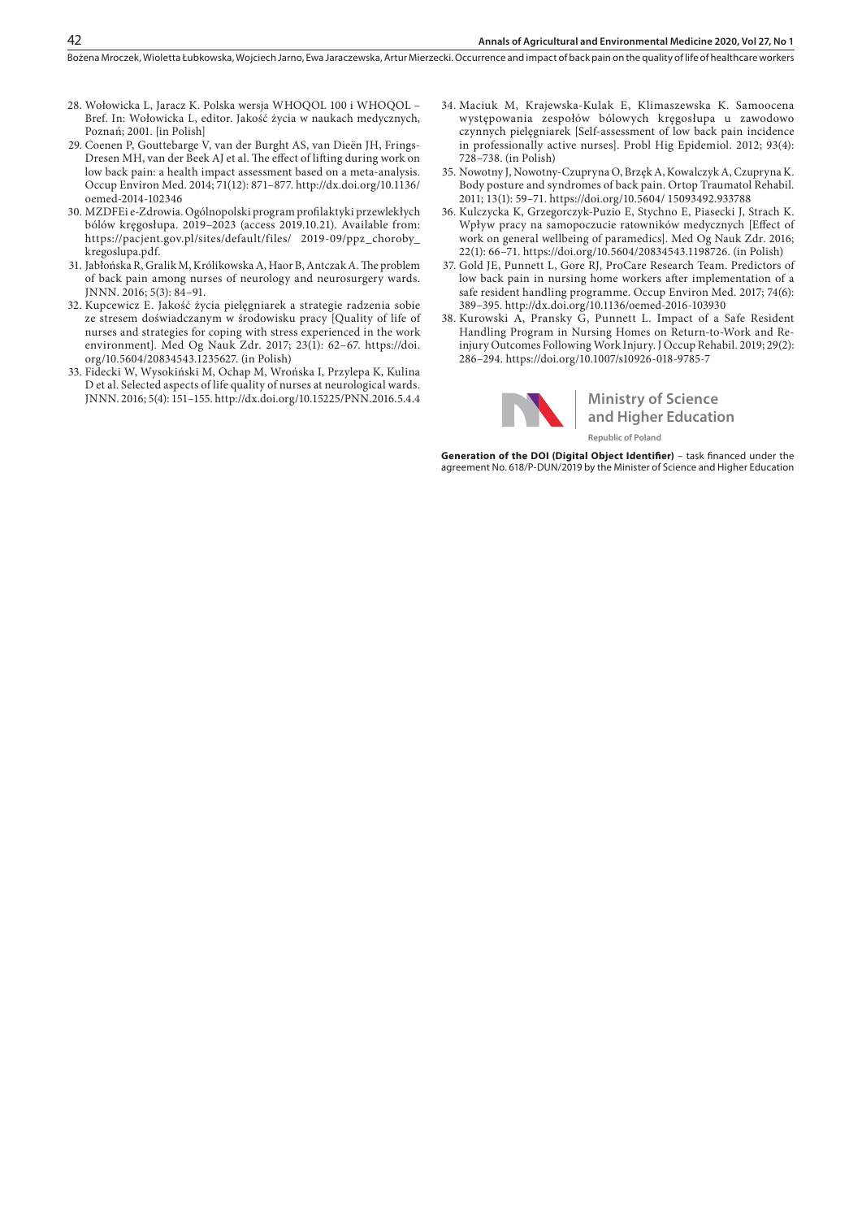28. Wołowicka L, Jaracz K. Polska wersja WHOQOL 100 i WHOQOL – Bref. In: Wołowicka L, editor. Jakość życia w naukach medycznych, Poznań; 2001. [in Polish]
29. Coenen P, Gouttebarge V, van der Burght AS, van Dieën JH, Frings-Dresen MH, van der Beek AJ et al. The effect of lifting during work on low back pain: a health impact assessment based on a meta-analysis. Occup Environ Med. 2014; 71(12): 871–877. http://dx.doi.org/10.1136/oemed-2014-102346
30. MZDFEi e-Zdrowia. Ogólnopolski program profilaktyki przewlekłych bólów kręgosłupa. 2019–2023 (access 2019.10.21). Available from: https://pacjent.gov.pl/sites/default/files/ 2019-09/ppz_choroby_kregoslupa.pdf.
31. Jabłońska R, Gralik M, Królikowska A, Haor B, Antczak A. The problem of back pain among nurses of neurology and neurosurgery wards. JNNN. 2016; 5(3): 84–91.
32. Kupcewicz E. Jakość życia pielęgniarek a strategie radzenia sobie ze stresem doświadczanym w środowisku pracy [Quality of life of nurses and strategies for coping with stress experienced in the work environment]. Med Og Nauk Zdr. 2017; 23(1): 62–67. https://doi.org/10.5604/20834543.1235627. (in Polish)
33. Fidecki W, Wysokiński M, Ochap M, Wrońska I, Przylepa K, Kulina D et al. Selected aspects of life quality of nurses at neurological wards. JNNN. 2016; 5(4): 151–155. http://dx.doi.org/10.15225/PNN.2016.5.4.4
34. Maciuk M, Krajewska-Kulak E, Klimaszewska K. Samoocena występowania zespołów bólowych kręgosłupa u zawodowo czynnych pielęgniarek [Self-assessment of low back pain incidence in professionally active nurses]. Probl Hig Epidemiol. 2012; 93(4): 728–738. (in Polish)
35. Nowotny J, Nowotny-Czupryna O, Brzęk A, Kowalczyk A, Czupryna K. Body posture and syndromes of back pain. Ortop Traumatol Rehabil. 2011; 13(1): 59–71. https://doi.org/10.5604/ 15093492.933788
36. Kulczycka K, Grzegorczyk-Puzio E, Stychno E, Piasecki J, Strach K. Wpływ pracy na samopoczucie ratowników medycznych [Effect of work on general wellbeing of paramedics]. Med Og Nauk Zdr. 2016; 22(1): 66–71. https://doi.org/10.5604/20834543.1198726. (in Polish)
37. Gold JE, Punnett L, Gore RJ, ProCare Research Team. Predictors of low back pain in nursing home workers after implementation of a safe resident handling programme. Occup Environ Med. 2017; 74(6): 389–395. http://dx.doi.org/10.1136/oemed-2016-103930
38. Kurowski A, Pransky G, Punnett L. Impact of a Safe Resident Handling Program in Nursing Homes on Return-to-Work and Re-injury Outcomes Following Work Injury. J Occup Rehabil. 2019; 29(2): 286–294. https://doi.org/10.1007/s10926-018-9785-7

Ministry of Science and Higher Education

Republic of Poland

**Generation of the DOI (Digital Object Identifier)** – task financed under the agreement No. 618/P-DUN/2019 by the Minister of Science and Higher Education